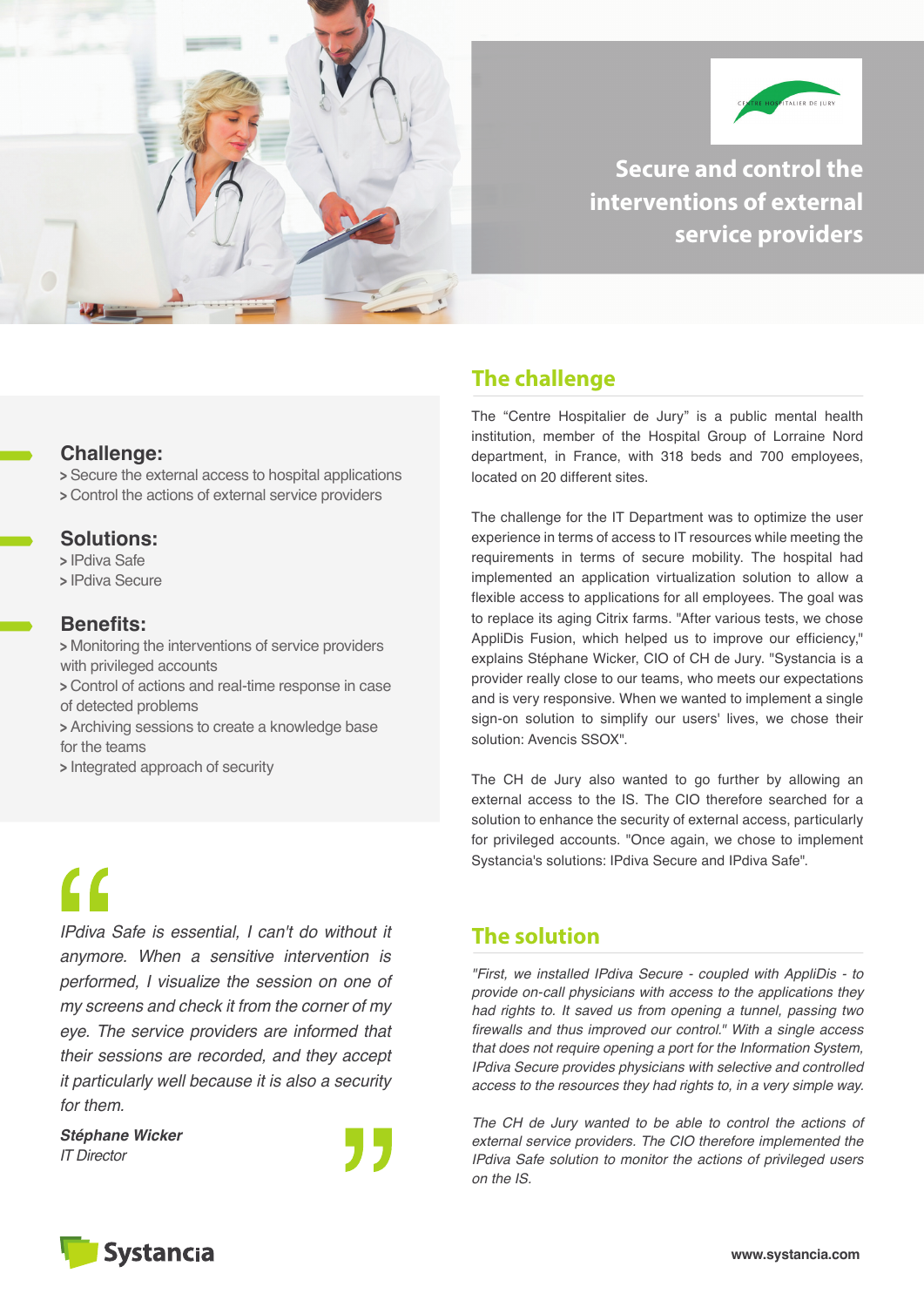# Secure and control the interventions of external service providers

### Challenge:

> Secure the external access to hospital applications
> Control the actions of external service providers

### Solutions:

> IPdiva Safe
> IPdiva Secure

### Benefits:

> Monitoring the interventions of service providers with privileged accounts
> Control of actions and real-time response in case of detected problems
> Archiving sessions to create a knowledge base for the teams
> Integrated approach of security

*IPdiva Safe is essential, I can't do without it anymore. When a sensitive intervention is performed, I visualize the session on one of my screens and check it from the corner of my eye. The service providers are informed that their sessions are recorded, and they accept it particularly well because it is also a security for them.*

***Stéphane Wicker***
*IT Director*

## The challenge

The "Centre Hospitalier de Jury" is a public mental health institution, member of the Hospital Group of Lorraine Nord department, in France, with 318 beds and 700 employees, located on 20 different sites.

The challenge for the IT Department was to optimize the user experience in terms of access to IT resources while meeting the requirements in terms of secure mobility. The hospital had implemented an application virtualization solution to allow a flexible access to applications for all employees. The goal was to replace its aging Citrix farms. "After various tests, we chose AppliDis Fusion, which helped us to improve our efficiency," explains Stéphane Wicker, CIO of CH de Jury. "Systancia is a provider really close to our teams, who meets our expectations and is very responsive. When we wanted to implement a single sign-on solution to simplify our users' lives, we chose their solution: Avencis SSOX".

The CH de Jury also wanted to go further by allowing an external access to the IS. The CIO therefore searched for a solution to enhance the security of external access, particularly for privileged accounts. "Once again, we chose to implement Systancia's solutions: IPdiva Secure and IPdiva Safe".

## The solution

*"First, we installed IPdiva Secure - coupled with AppliDis - to provide on-call physicians with access to the applications they had rights to. It saved us from opening a tunnel, passing two firewalls and thus improved our control." With a single access that does not require opening a port for the Information System, IPdiva Secure provides physicians with selective and controlled access to the resources they had rights to, in a very simple way.*

*The CH de Jury wanted to be able to control the actions of external service providers. The CIO therefore implemented the IPdiva Safe solution to monitor the actions of privileged users on the IS.*

Systancia

www.systancia.com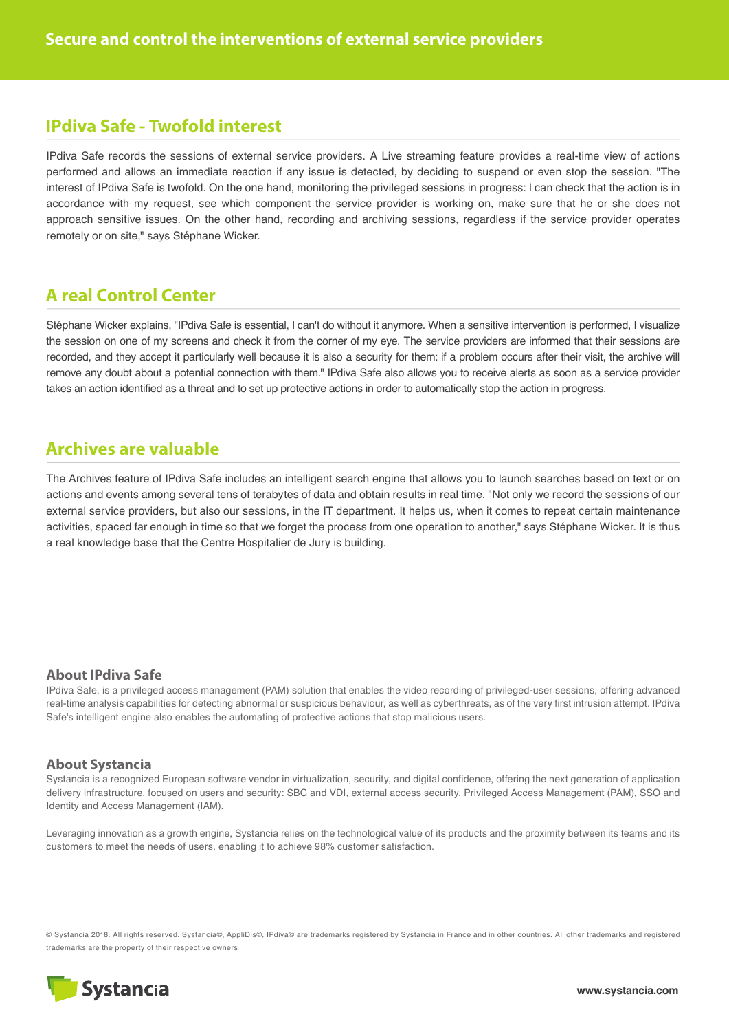## Secure and control the interventions of external service providers

## IPdiva Safe - Twofold interest

IPdiva Safe records the sessions of external service providers. A Live streaming feature provides a real-time view of actions performed and allows an immediate reaction if any issue is detected, by deciding to suspend or even stop the session. "The interest of IPdiva Safe is twofold. On the one hand, monitoring the privileged sessions in progress: I can check that the action is in accordance with my request, see which component the service provider is working on, make sure that he or she does not approach sensitive issues. On the other hand, recording and archiving sessions, regardless if the service provider operates remotely or on site," says Stéphane Wicker.

## A real Control Center

Stéphane Wicker explains, "IPdiva Safe is essential, I can't do without it anymore. When a sensitive intervention is performed, I visualize the session on one of my screens and check it from the corner of my eye. The service providers are informed that their sessions are recorded, and they accept it particularly well because it is also a security for them: if a problem occurs after their visit, the archive will remove any doubt about a potential connection with them." IPdiva Safe also allows you to receive alerts as soon as a service provider takes an action identified as a threat and to set up protective actions in order to automatically stop the action in progress.

## Archives are valuable

The Archives feature of IPdiva Safe includes an intelligent search engine that allows you to launch searches based on text or on actions and events among several tens of terabytes of data and obtain results in real time. "Not only we record the sessions of our external service providers, but also our sessions, in the IT department. It helps us, when it comes to repeat certain maintenance activities, spaced far enough in time so that we forget the process from one operation to another," says Stéphane Wicker. It is thus a real knowledge base that the Centre Hospitalier de Jury is building.

### About IPdiva Safe

IPdiva Safe, is a privileged access management (PAM) solution that enables the video recording of privileged-user sessions, offering advanced real-time analysis capabilities for detecting abnormal or suspicious behaviour, as well as cyberthreats, as of the very first intrusion attempt. IPdiva Safe's intelligent engine also enables the automating of protective actions that stop malicious users.

### About Systancia

Systancia is a recognized European software vendor in virtualization, security, and digital confidence, offering the next generation of application delivery infrastructure, focused on users and security: SBC and VDI, external access security, Privileged Access Management (PAM), SSO and Identity and Access Management (IAM).

Leveraging innovation as a growth engine, Systancia relies on the technological value of its products and the proximity between its teams and its customers to meet the needs of users, enabling it to achieve 98% customer satisfaction.

© Systancia 2018. All rights reserved. Systancia©, AppliDis©, IPdiva© are trademarks registered by Systancia in France and in other countries. All other trademarks and registered trademarks are the property of their respective owners

Systancia

www.systancia.com